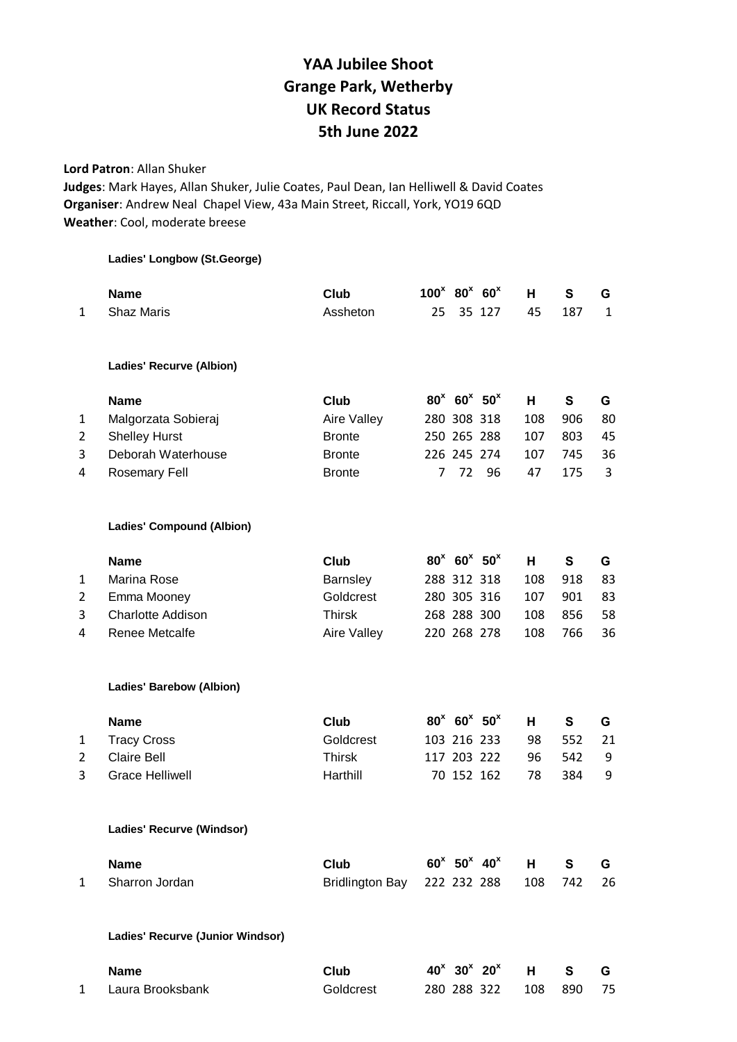# YAA Jubilee Shoot
# Grange Park, Wetherby
# UK Record Status
# 5th June 2022

**Lord Patron**: Allan Shuker
**Judges**: Mark Hayes, Allan Shuker, Julie Coates, Paul Dean, Ian Helliwell & David Coates
**Organiser**: Andrew Neal Chapel View, 43a Main Street, Riccall, York, YO19 6QD
**Weather**: Cool, moderate breese

**Ladies' Longbow (St.George)**

| | Name | Club | $100^x$ | $80^x$ | $60^x$ | H | S | G |
|---|---|---|---|---|---|---|---|---|
| 1 | Shaz Maris | Assheton | 25 | 35 | 127 | 45 | 187 | 1 |

**Ladies' Recurve (Albion)**

| | Name | Club | $80^x$ | $60^x$ | $50^x$ | H | S | G |
|---|---|---|---|---|---|---|---|---|
| 1 | Malgorzata Sobieraj | Aire Valley | 280 | 308 | 318 | 108 | 906 | 80 |
| 2 | Shelley Hurst | Bronte | 250 | 265 | 288 | 107 | 803 | 45 |
| 3 | Deborah Waterhouse | Bronte | 226 | 245 | 274 | 107 | 745 | 36 |
| 4 | Rosemary Fell | Bronte | 7 | 72 | 96 | 47 | 175 | 3 |

**Ladies' Compound (Albion)**

| | Name | Club | $80^x$ | $60^x$ | $50^x$ | H | S | G |
|---|---|---|---|---|---|---|---|---|
| 1 | Marina Rose | Barnsley | 288 | 312 | 318 | 108 | 918 | 83 |
| 2 | Emma Mooney | Goldcrest | 280 | 305 | 316 | 107 | 901 | 83 |
| 3 | Charlotte Addison | Thirsk | 268 | 288 | 300 | 108 | 856 | 58 |
| 4 | Renee Metcalfe | Aire Valley | 220 | 268 | 278 | 108 | 766 | 36 |

**Ladies' Barebow (Albion)**

| | Name | Club | $80^x$ | $60^x$ | $50^x$ | H | S | G |
|---|---|---|---|---|---|---|---|---|
| 1 | Tracy Cross | Goldcrest | 103 | 216 | 233 | 98 | 552 | 21 |
| 2 | Claire Bell | Thirsk | 117 | 203 | 222 | 96 | 542 | 9 |
| 3 | Grace Helliwell | Harthill | 70 | 152 | 162 | 78 | 384 | 9 |

**Ladies' Recurve (Windsor)**

| | Name | Club | $60^x$ | $50^x$ | $40^x$ | H | S | G |
|---|---|---|---|---|---|---|---|---|
| 1 | Sharron Jordan | Bridlington Bay | 222 | 232 | 288 | 108 | 742 | 26 |

**Ladies' Recurve (Junior Windsor)**

| | Name | Club | $40^x$ | $30^x$ | $20^x$ | H | S | G |
|---|---|---|---|---|---|---|---|---|
| 1 | Laura Brooksbank | Goldcrest | 280 | 288 | 322 | 108 | 890 | 75 |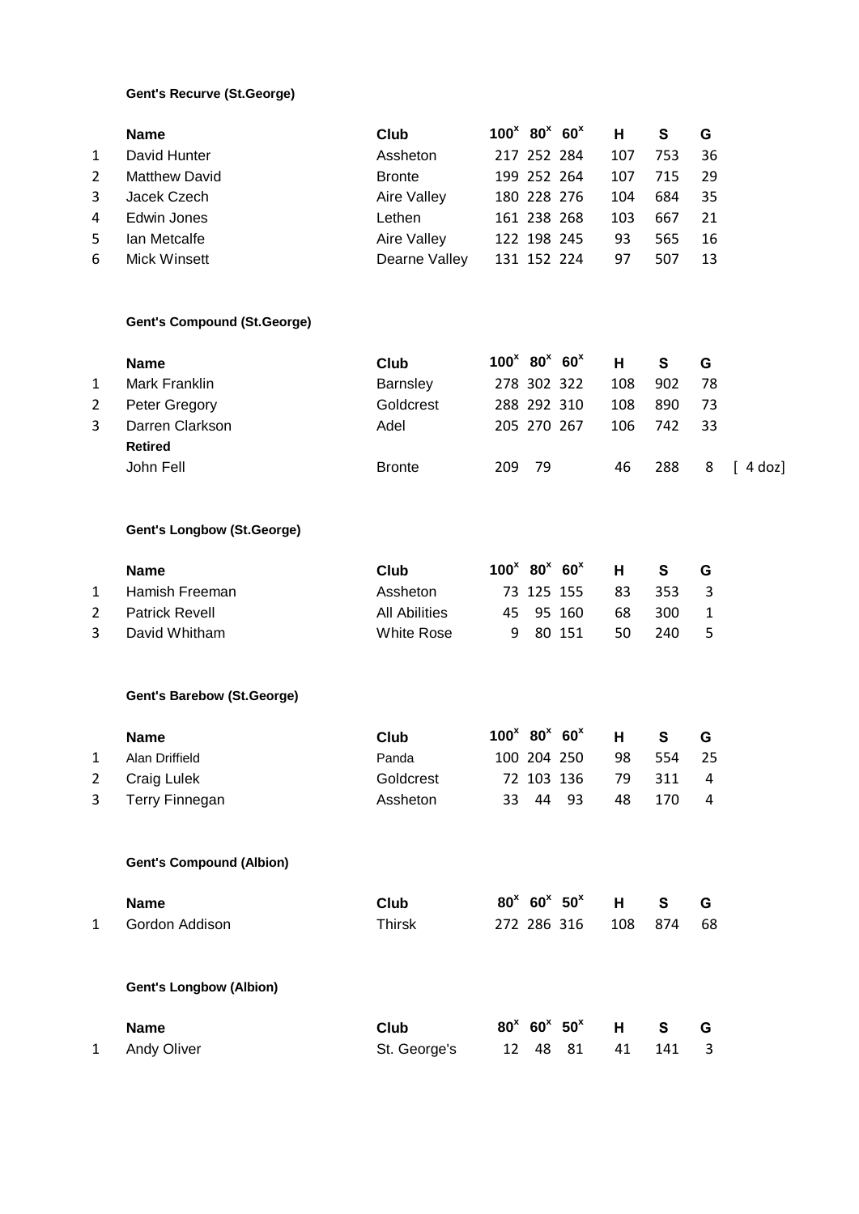**Gent's Recurve (St.George)**

| | Name | Club | $100^x$ | $80^x$ | $60^x$ | H | S | G |
|---|---|---|---|---|---|---|---|---|
| 1 | David Hunter | Assheton | 217 | 252 | 284 | 107 | 753 | 36 |
| 2 | Matthew David | Bronte | 199 | 252 | 264 | 107 | 715 | 29 |
| 3 | Jacek Czech | Aire Valley | 180 | 228 | 276 | 104 | 684 | 35 |
| 4 | Edwin Jones | Lethen | 161 | 238 | 268 | 103 | 667 | 21 |
| 5 | Ian Metcalfe | Aire Valley | 122 | 198 | 245 | 93 | 565 | 16 |
| 6 | Mick Winsett | Dearne Valley | 131 | 152 | 224 | 97 | 507 | 13 |

**Gent's Compound (St.George)**

| | Name | Club | $100^x$ | $80^x$ | $60^x$ | H | S | G | |
|---|---|---|---|---|---|---|---|---|---|
| 1 | Mark Franklin | Barnsley | 278 | 302 | 322 | 108 | 902 | 78 | |
| 2 | Peter Gregory | Goldcrest | 288 | 292 | 310 | 108 | 890 | 73 | |
| 3 | Darren Clarkson | Adel | 205 | 270 | 267 | 106 | 742 | 33 | |
| | **Retired** | | | | | | | | |
| | John Fell | Bronte | 209 | 79 | | 46 | 288 | 8 | [ 4 doz] |

**Gent's Longbow (St.George)**

| | Name | Club | $100^x$ | $80^x$ | $60^x$ | H | S | G |
|---|---|---|---|---|---|---|---|---|
| 1 | Hamish Freeman | Assheton | 73 | 125 | 155 | 83 | 353 | 3 |
| 2 | Patrick Revell | All Abilities | 45 | 95 | 160 | 68 | 300 | 1 |
| 3 | David Whitham | White Rose | 9 | 80 | 151 | 50 | 240 | 5 |

**Gent's Barebow (St.George)**

| | Name | Club | $100^x$ | $80^x$ | $60^x$ | H | S | G |
|---|---|---|---|---|---|---|---|---|
| 1 | Alan Driffield | Panda | 100 | 204 | 250 | 98 | 554 | 25 |
| 2 | Craig Lulek | Goldcrest | 72 | 103 | 136 | 79 | 311 | 4 |
| 3 | Terry Finnegan | Assheton | 33 | 44 | 93 | 48 | 170 | 4 |

**Gent's Compound (Albion)**

| | Name | Club | $80^x$ | $60^x$ | $50^x$ | H | S | G |
|---|---|---|---|---|---|---|---|---|
| 1 | Gordon Addison | Thirsk | 272 | 286 | 316 | 108 | 874 | 68 |

**Gent's Longbow (Albion)**

| | Name | Club | $80^x$ | $60^x$ | $50^x$ | H | S | G |
|---|---|---|---|---|---|---|---|---|
| 1 | Andy Oliver | St. George's | 12 | 48 | 81 | 41 | 141 | 3 |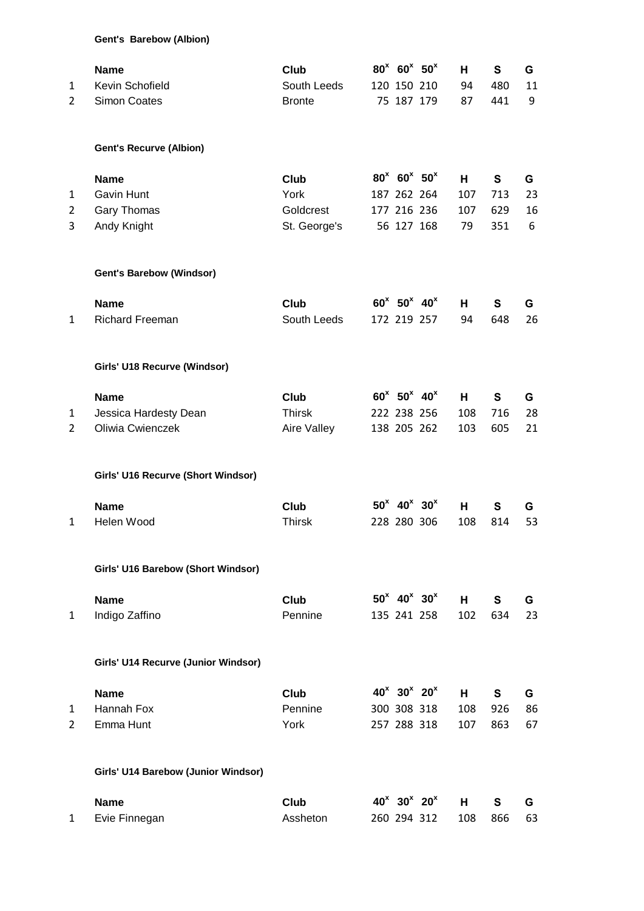**Gent's Barebow (Albion)**

| | Name | Club | $80^x$ | $60^x$ | $50^x$ | H | S | G |
|---|---|---|---|---|---|---|---|---|
| 1 | Kevin Schofield | South Leeds | 120 | 150 | 210 | 94 | 480 | 11 |
| 2 | Simon Coates | Bronte | 75 | 187 | 179 | 87 | 441 | 9 |

**Gent's Recurve (Albion)**

| | Name | Club | $80^x$ | $60^x$ | $50^x$ | H | S | G |
|---|---|---|---|---|---|---|---|---|
| 1 | Gavin Hunt | York | 187 | 262 | 264 | 107 | 713 | 23 |
| 2 | Gary Thomas | Goldcrest | 177 | 216 | 236 | 107 | 629 | 16 |
| 3 | Andy Knight | St. George's | 56 | 127 | 168 | 79 | 351 | 6 |

**Gent's Barebow (Windsor)**

| | Name | Club | $60^x$ | $50^x$ | $40^x$ | H | S | G |
|---|---|---|---|---|---|---|---|---|
| 1 | Richard Freeman | South Leeds | 172 | 219 | 257 | 94 | 648 | 26 |

**Girls' U18 Recurve (Windsor)**

| | Name | Club | $60^x$ | $50^x$ | $40^x$ | H | S | G |
|---|---|---|---|---|---|---|---|---|
| 1 | Jessica Hardesty Dean | Thirsk | 222 | 238 | 256 | 108 | 716 | 28 |
| 2 | Oliwia Cwienczek | Aire Valley | 138 | 205 | 262 | 103 | 605 | 21 |

**Girls' U16 Recurve (Short Windsor)**

| | Name | Club | $50^x$ | $40^x$ | $30^x$ | H | S | G |
|---|---|---|---|---|---|---|---|---|
| 1 | Helen Wood | Thirsk | 228 | 280 | 306 | 108 | 814 | 53 |

**Girls' U16 Barebow (Short Windsor)**

| | Name | Club | $50^x$ | $40^x$ | $30^x$ | H | S | G |
|---|---|---|---|---|---|---|---|---|
| 1 | Indigo Zaffino | Pennine | 135 | 241 | 258 | 102 | 634 | 23 |

**Girls' U14 Recurve (Junior Windsor)**

| | Name | Club | $40^x$ | $30^x$ | $20^x$ | H | S | G |
|---|---|---|---|---|---|---|---|---|
| 1 | Hannah Fox | Pennine | 300 | 308 | 318 | 108 | 926 | 86 |
| 2 | Emma Hunt | York | 257 | 288 | 318 | 107 | 863 | 67 |

**Girls' U14 Barebow (Junior Windsor)**

| | Name | Club | $40^x$ | $30^x$ | $20^x$ | H | S | G |
|---|---|---|---|---|---|---|---|---|
| 1 | Evie Finnegan | Assheton | 260 | 294 | 312 | 108 | 866 | 63 |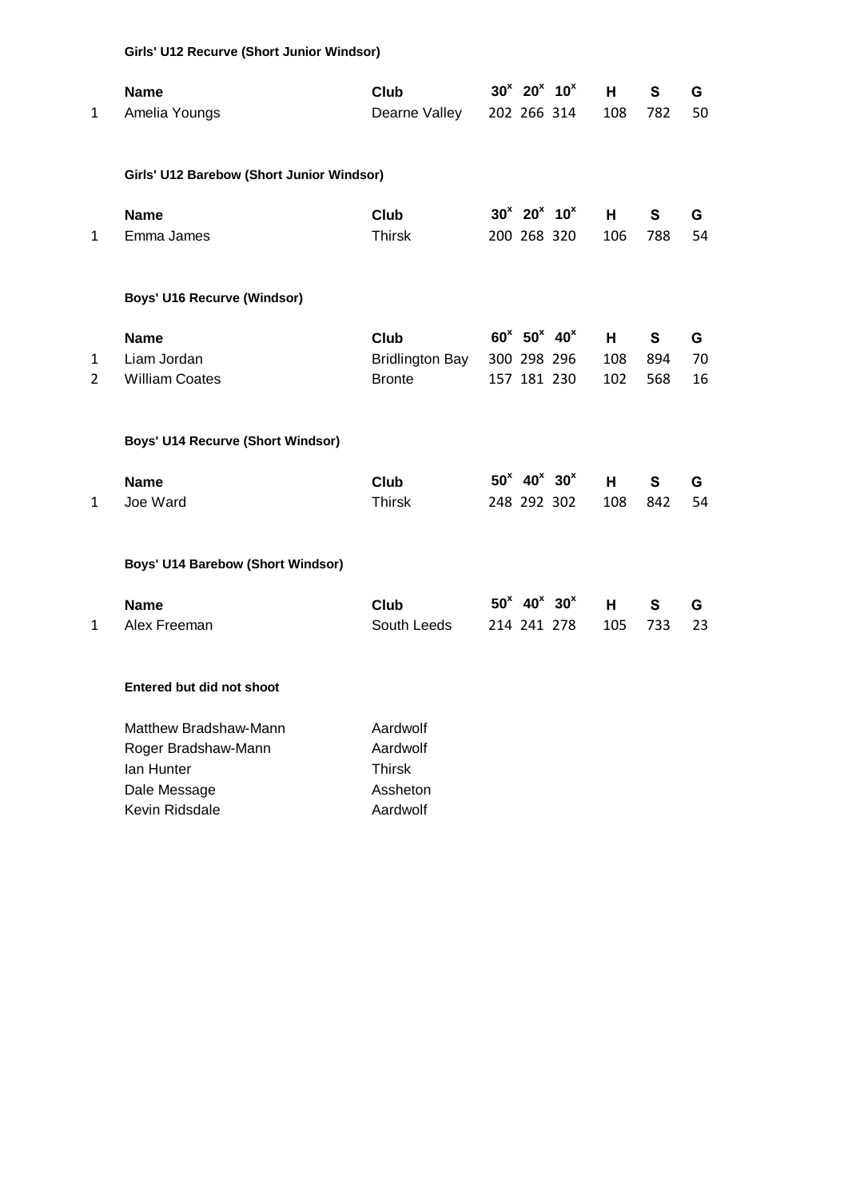**Girls' U12 Recurve (Short Junior Windsor)**

| | Name | Club | $30^x$ | $20^x$ | $10^x$ | H | S | G |
|---|---|---|---|---|---|---|---|---|
| 1 | Amelia Youngs | Dearne Valley | 202 | 266 | 314 | 108 | 782 | 50 |

**Girls' U12 Barebow (Short Junior Windsor)**

| | Name | Club | $30^x$ | $20^x$ | $10^x$ | H | S | G |
|---|---|---|---|---|---|---|---|---|
| 1 | Emma James | Thirsk | 200 | 268 | 320 | 106 | 788 | 54 |

**Boys' U16 Recurve (Windsor)**

| | Name | Club | $60^x$ | $50^x$ | $40^x$ | H | S | G |
|---|---|---|---|---|---|---|---|---|
| 1 | Liam Jordan | Bridlington Bay | 300 | 298 | 296 | 108 | 894 | 70 |
| 2 | William Coates | Bronte | 157 | 181 | 230 | 102 | 568 | 16 |

**Boys' U14 Recurve (Short Windsor)**

| | Name | Club | $50^x$ | $40^x$ | $30^x$ | H | S | G |
|---|---|---|---|---|---|---|---|---|
| 1 | Joe Ward | Thirsk | 248 | 292 | 302 | 108 | 842 | 54 |

**Boys' U14 Barebow (Short Windsor)**

| | Name | Club | $50^x$ | $40^x$ | $30^x$ | H | S | G |
|---|---|---|---|---|---|---|---|---|
| 1 | Alex Freeman | South Leeds | 214 | 241 | 278 | 105 | 733 | 23 |

**Entered but did not shoot**

| | |
|---|---|
| Matthew Bradshaw-Mann | Aardwolf |
| Roger Bradshaw-Mann | Aardwolf |
| Ian Hunter | Thirsk |
| Dale Message | Assheton |
| Kevin Ridsdale | Aardwolf |